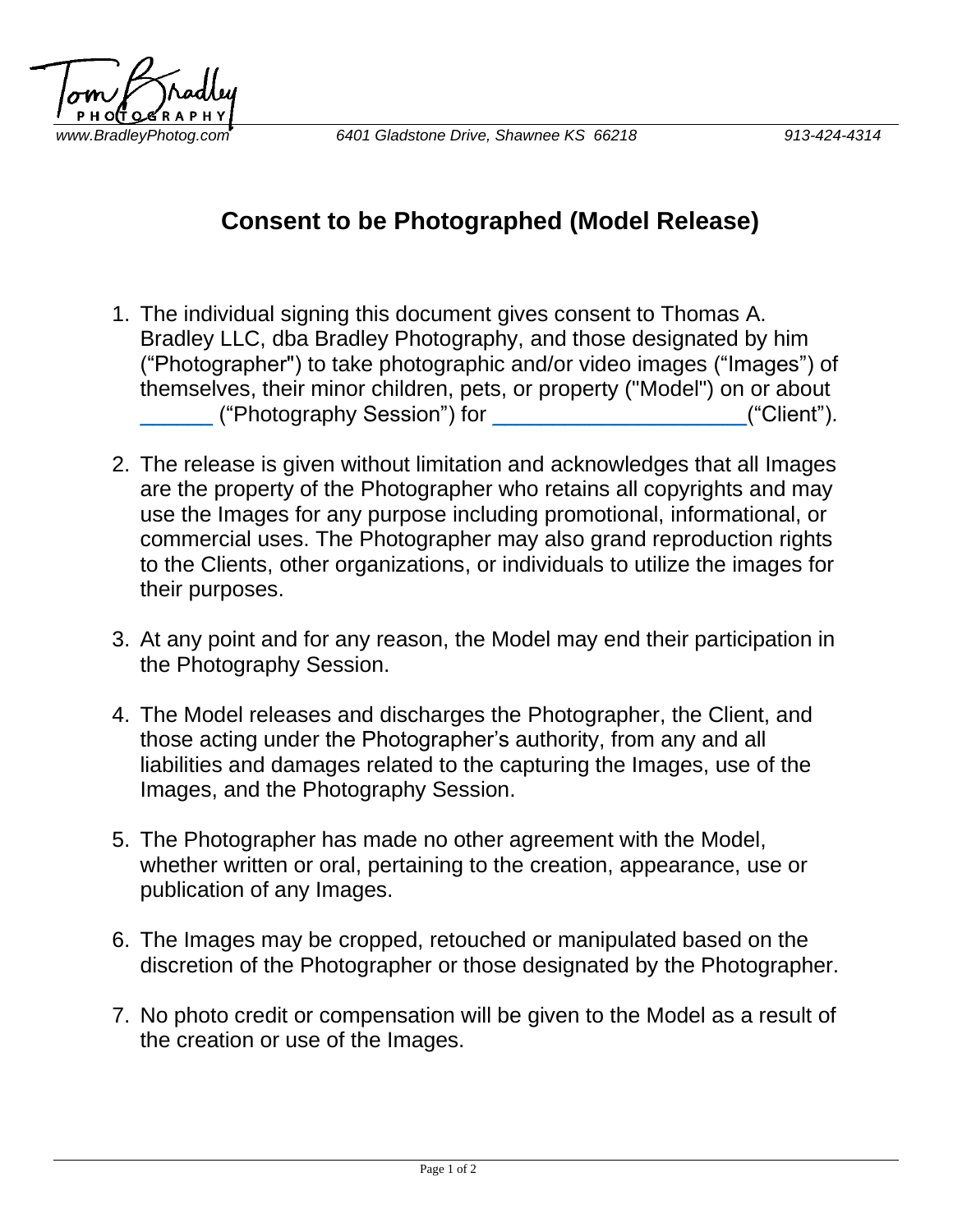Tom Bradley PHOTOGRAPHY

*www.BradleyPhotog.com* *6401 Gladstone Drive, Shawnee KS 66218* *913-424-4314*

# Consent to be Photographed (Model Release)

1. The individual signing this document gives consent to Thomas A. Bradley LLC, dba Bradley Photography, and those designated by him ("Photographer") to take photographic and/or video images ("Images") of themselves, their minor children, pets, or property ("Model") on or about ______ ("Photography Session") for ______________________("Client").

2. The release is given without limitation and acknowledges that all Images are the property of the Photographer who retains all copyrights and may use the Images for any purpose including promotional, informational, or commercial uses. The Photographer may also grand reproduction rights to the Clients, other organizations, or individuals to utilize the images for their purposes.

3. At any point and for any reason, the Model may end their participation in the Photography Session.

4. The Model releases and discharges the Photographer, the Client, and those acting under the Photographer's authority, from any and all liabilities and damages related to the capturing the Images, use of the Images, and the Photography Session.

5. The Photographer has made no other agreement with the Model, whether written or oral, pertaining to the creation, appearance, use or publication of any Images.

6. The Images may be cropped, retouched or manipulated based on the discretion of the Photographer or those designated by the Photographer.

7. No photo credit or compensation will be given to the Model as a result of the creation or use of the Images.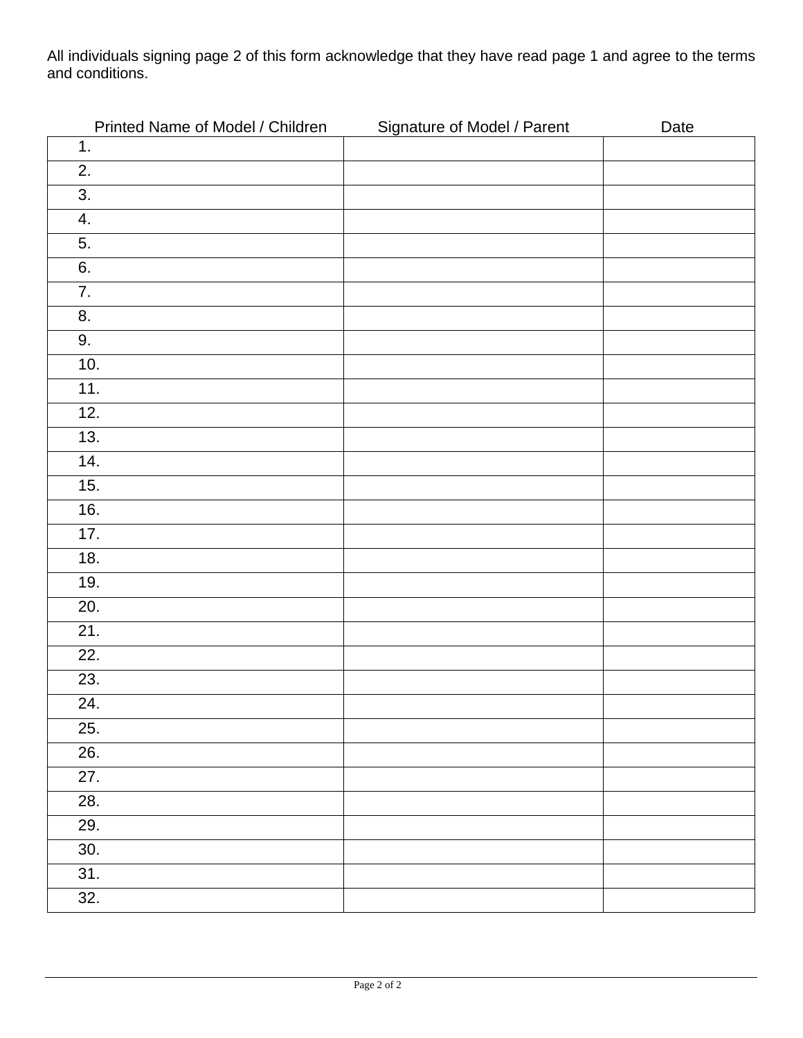All individuals signing page 2 of this form acknowledge that they have read page 1 and agree to the terms and conditions.

| Printed Name of Model / Children | Signature of Model / Parent | Date |
|---|---|---|
| 1. | | |
| 2. | | |
| 3. | | |
| 4. | | |
| 5. | | |
| 6. | | |
| 7. | | |
| 8. | | |
| 9. | | |
| 10. | | |
| 11. | | |
| 12. | | |
| 13. | | |
| 14. | | |
| 15. | | |
| 16. | | |
| 17. | | |
| 18. | | |
| 19. | | |
| 20. | | |
| 21. | | |
| 22. | | |
| 23. | | |
| 24. | | |
| 25. | | |
| 26. | | |
| 27. | | |
| 28. | | |
| 29. | | |
| 30. | | |
| 31. | | |
| 32. | | |